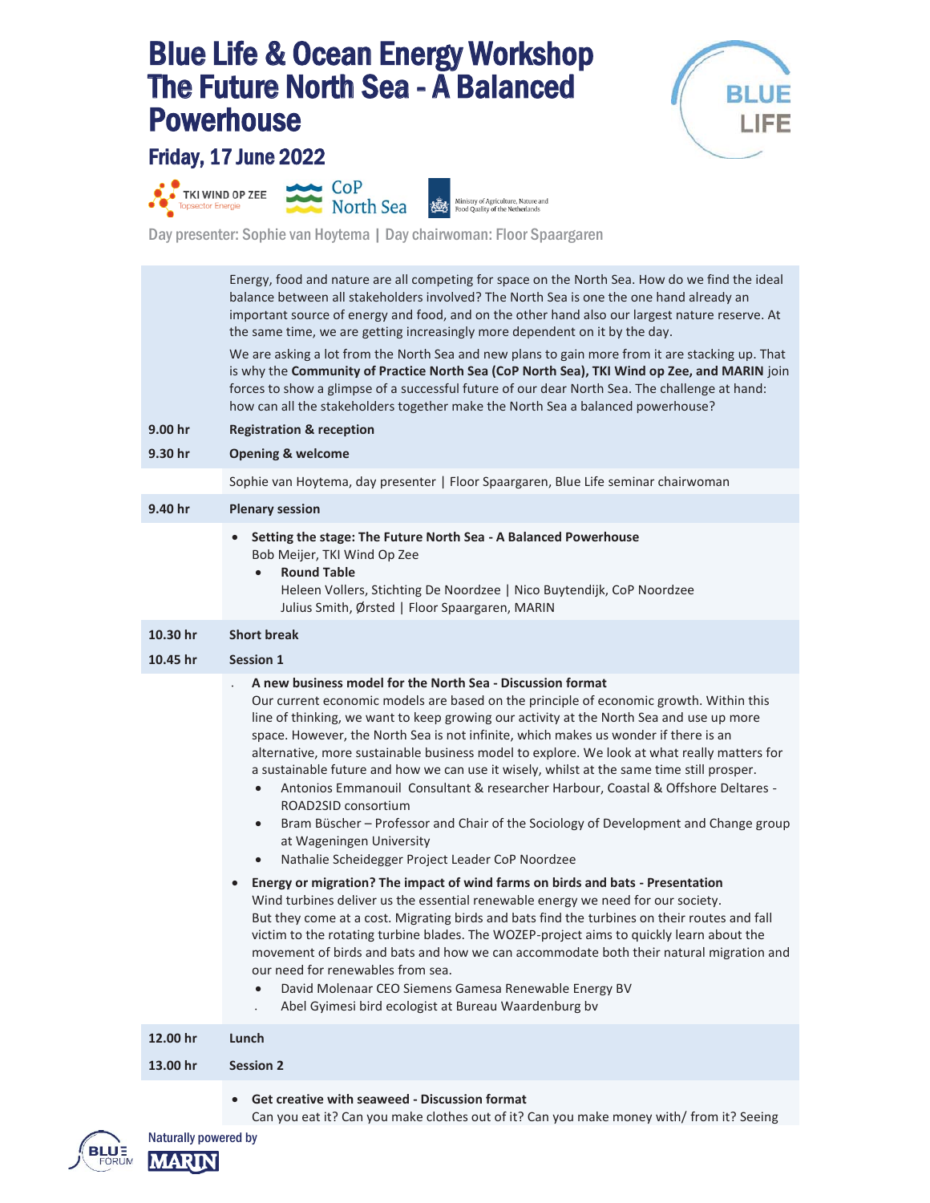# Blue Life & Ocean Energy Workshop
# The Future North Sea - A Balanced Powerhouse

## Friday, 17 June 2022

TKI WIND OP ZEE Topsector Energie | CoP North Sea | Ministry of Agriculture, Nature and Food Quality of the Netherlands

Day presenter: Sophie van Hoytema | Day chairwoman: Floor Spaargaren

Energy, food and nature are all competing for space on the North Sea. How do we find the ideal balance between all stakeholders involved? The North Sea is one the one hand already an important source of energy and food, and on the other hand also our largest nature reserve. At the same time, we are getting increasingly more dependent on it by the day.

We are asking a lot from the North Sea and new plans to gain more from it are stacking up. That is why the **Community of Practice North Sea (CoP North Sea), TKI Wind op Zee, and MARIN** join forces to show a glimpse of a successful future of our dear North Sea. The challenge at hand: how can all the stakeholders together make the North Sea a balanced powerhouse?

**9.00 hr** — **Registration & reception**

**9.30 hr** — **Opening & welcome**

Sophie van Hoytema, day presenter | Floor Spaargaren, Blue Life seminar chairwoman

**9.40 hr** — **Plenary session**

- **Setting the stage: The Future North Sea - A Balanced Powerhouse**
  Bob Meijer, TKI Wind Op Zee
  - **Round Table**
    Heleen Vollers, Stichting De Noordzee | Nico Buytendijk, CoP Noordzee
    Julius Smith, Ørsted | Floor Spaargaren, MARIN

**10.30 hr** — **Short break**

**10.45 hr** — **Session 1**

- **A new business model for the North Sea - Discussion format**
  Our current economic models are based on the principle of economic growth. Within this line of thinking, we want to keep growing our activity at the North Sea and use up more space. However, the North Sea is not infinite, which makes us wonder if there is an alternative, more sustainable business model to explore. We look at what really matters for a sustainable future and how we can use it wisely, whilst at the same time still prosper.
  - Antonios Emmanouil Consultant & researcher Harbour, Coastal & Offshore Deltares - ROAD2SID consortium
  - Bram Büscher – Professor and Chair of the Sociology of Development and Change group at Wageningen University
  - Nathalie Scheidegger Project Leader CoP Noordzee
- **Energy or migration? The impact of wind farms on birds and bats - Presentation**
  Wind turbines deliver us the essential renewable energy we need for our society. But they come at a cost. Migrating birds and bats find the turbines on their routes and fall victim to the rotating turbine blades. The WOZEP-project aims to quickly learn about the movement of birds and bats and how we can accommodate both their natural migration and our need for renewables from sea.
  - David Molenaar CEO Siemens Gamesa Renewable Energy BV
  - Abel Gyimesi bird ecologist at Bureau Waardenburg bv

**12.00 hr** — **Lunch**

**13.00 hr** — **Session 2**

- **Get creative with seaweed - Discussion format**
  Can you eat it? Can you make clothes out of it? Can you make money with/ from it? Seeing

Naturally powered by MARIN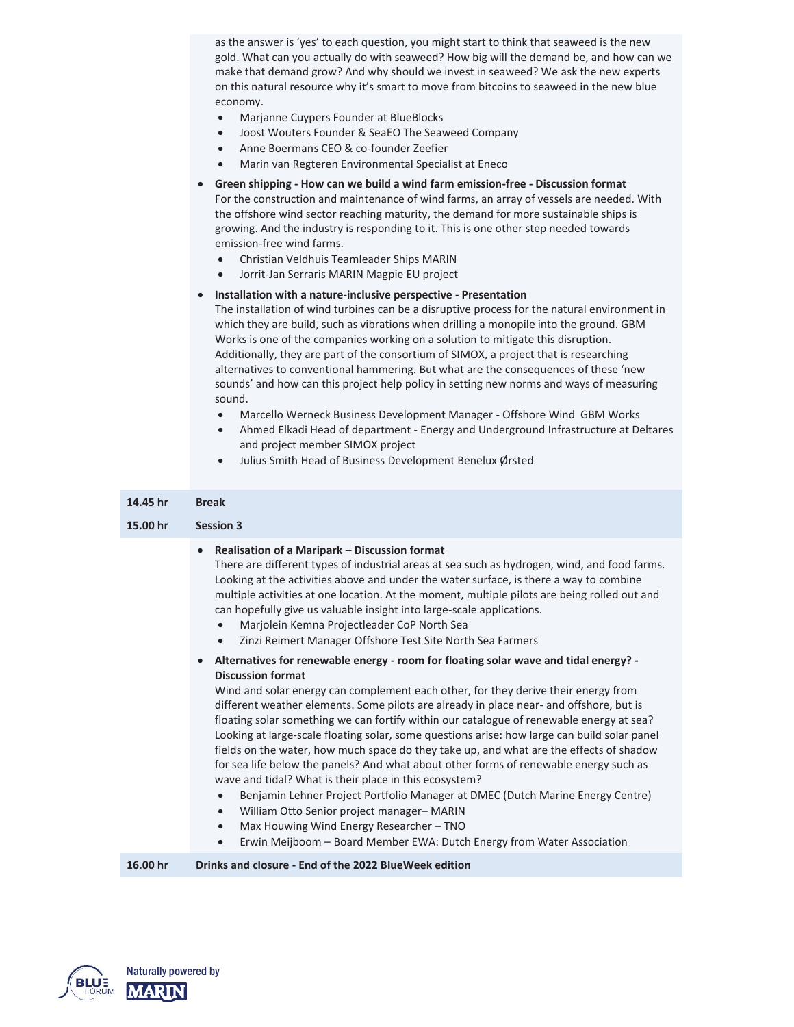as the answer is 'yes' to each question, you might start to think that seaweed is the new gold. What can you actually do with seaweed? How big will the demand be, and how can we make that demand grow? And why should we invest in seaweed? We ask the new experts on this natural resource why it's smart to move from bitcoins to seaweed in the new blue economy.

- Marjanne Cuypers Founder at BlueBlocks
- Joost Wouters Founder & SeaEO The Seaweed Company
- Anne Boermans CEO & co-founder Zeefier
- Marin van Regteren Environmental Specialist at Eneco

- **Green shipping - How can we build a wind farm emission-free - Discussion format**
  For the construction and maintenance of wind farms, an array of vessels are needed. With the offshore wind sector reaching maturity, the demand for more sustainable ships is growing. And the industry is responding to it. This is one other step needed towards emission-free wind farms.
  - Christian Veldhuis Teamleader Ships MARIN
  - Jorrit-Jan Serraris MARIN Magpie EU project

- **Installation with a nature-inclusive perspective - Presentation**
  The installation of wind turbines can be a disruptive process for the natural environment in which they are build, such as vibrations when drilling a monopile into the ground. GBM Works is one of the companies working on a solution to mitigate this disruption. Additionally, they are part of the consortium of SIMOX, a project that is researching alternatives to conventional hammering. But what are the consequences of these 'new sounds' and how can this project help policy in setting new norms and ways of measuring sound.
  - Marcello Werneck Business Development Manager - Offshore Wind GBM Works
  - Ahmed Elkadi Head of department - Energy and Underground Infrastructure at Deltares and project member SIMOX project
  - Julius Smith Head of Business Development Benelux Ørsted

| | |
|---|---|
| **14.45 hr** | **Break** |
| **15.00 hr** | **Session 3** |

- **Realisation of a Maripark – Discussion format**
  There are different types of industrial areas at sea such as hydrogen, wind, and food farms. Looking at the activities above and under the water surface, is there a way to combine multiple activities at one location. At the moment, multiple pilots are being rolled out and can hopefully give us valuable insight into large-scale applications.
  - Marjolein Kemna Projectleader CoP North Sea
  - Zinzi Reimert Manager Offshore Test Site North Sea Farmers

- **Alternatives for renewable energy - room for floating solar wave and tidal energy? - Discussion format**
  Wind and solar energy can complement each other, for they derive their energy from different weather elements. Some pilots are already in place near- and offshore, but is floating solar something we can fortify within our catalogue of renewable energy at sea? Looking at large-scale floating solar, some questions arise: how large can build solar panel fields on the water, how much space do they take up, and what are the effects of shadow for sea life below the panels? And what about other forms of renewable energy such as wave and tidal? What is their place in this ecosystem?
  - Benjamin Lehner Project Portfolio Manager at DMEC (Dutch Marine Energy Centre)
  - William Otto Senior project manager– MARIN
  - Max Houwing Wind Energy Researcher – TNO
  - Erwin Meijboom – Board Member EWA: Dutch Energy from Water Association

| | |
|---|---|
| **16.00 hr** | **Drinks and closure - End of the 2022 BlueWeek edition** |

Naturally powered by MARIN